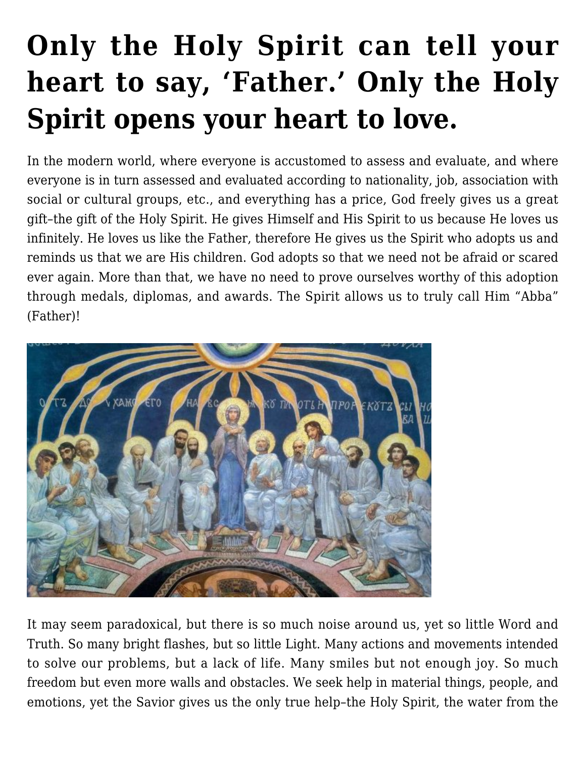# Only the Holy Spirit can tell your heart to say, 'Father.' Only the Holy Spirit opens your heart to love.

In the modern world, where everyone is accustomed to assess and evaluate, and where everyone is in turn assessed and evaluated according to nationality, job, association with social or cultural groups, etc., and everything has a price, God freely gives us a great gift–the gift of the Holy Spirit. He gives Himself and His Spirit to us because He loves us infinitely. He loves us like the Father, therefore He gives us the Spirit who adopts us and reminds us that we are His children. God adopts so that we need not be afraid or scared ever again. More than that, we have no need to prove ourselves worthy of this adoption through medals, diplomas, and awards. The Spirit allows us to truly call Him "Abba" (Father)!

It may seem paradoxical, but there is so much noise around us, yet so little Word and Truth. So many bright flashes, but so little Light. Many actions and movements intended to solve our problems, but a lack of life. Many smiles but not enough joy. So much freedom but even more walls and obstacles. We seek help in material things, people, and emotions, yet the Savior gives us the only true help–the Holy Spirit, the water from the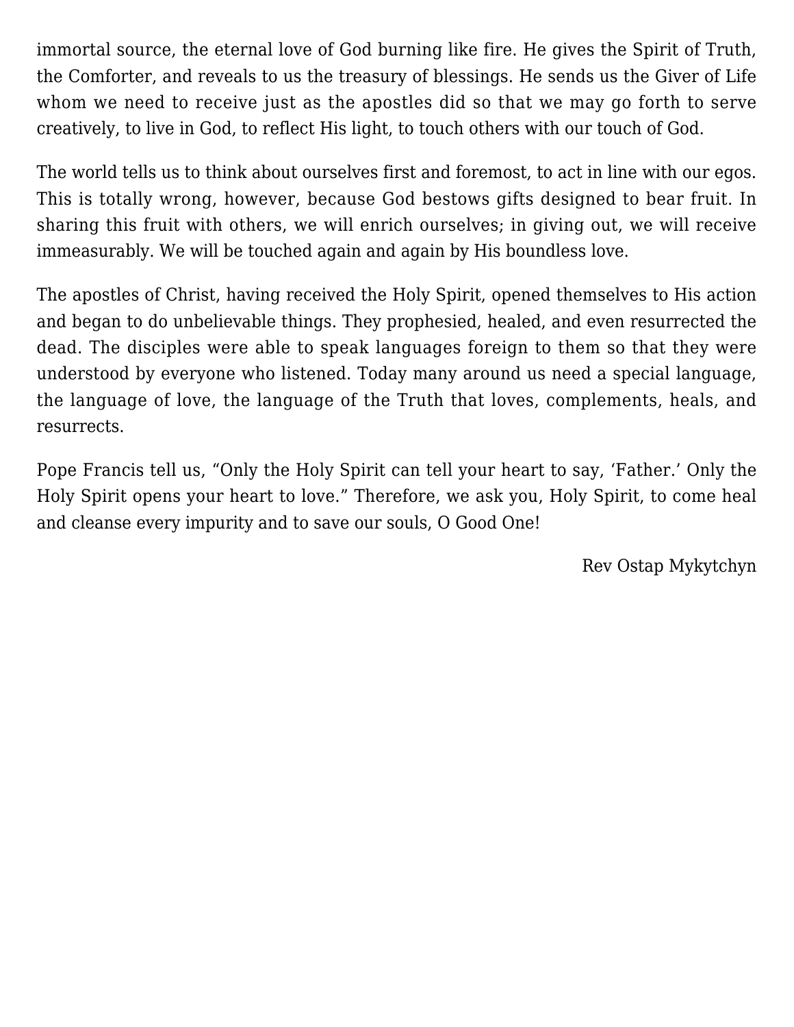immortal source, the eternal love of God burning like fire. He gives the Spirit of Truth, the Comforter, and reveals to us the treasury of blessings. He sends us the Giver of Life whom we need to receive just as the apostles did so that we may go forth to serve creatively, to live in God, to reflect His light, to touch others with our touch of God.

The world tells us to think about ourselves first and foremost, to act in line with our egos. This is totally wrong, however, because God bestows gifts designed to bear fruit. In sharing this fruit with others, we will enrich ourselves; in giving out, we will receive immeasurably. We will be touched again and again by His boundless love.

The apostles of Christ, having received the Holy Spirit, opened themselves to His action and began to do unbelievable things. They prophesied, healed, and even resurrected the dead. The disciples were able to speak languages foreign to them so that they were understood by everyone who listened. Today many around us need a special language, the language of love, the language of the Truth that loves, complements, heals, and resurrects.

Pope Francis tell us, "Only the Holy Spirit can tell your heart to say, 'Father.' Only the Holy Spirit opens your heart to love." Therefore, we ask you, Holy Spirit, to come heal and cleanse every impurity and to save our souls, O Good One!

Rev Ostap Mykytchyn